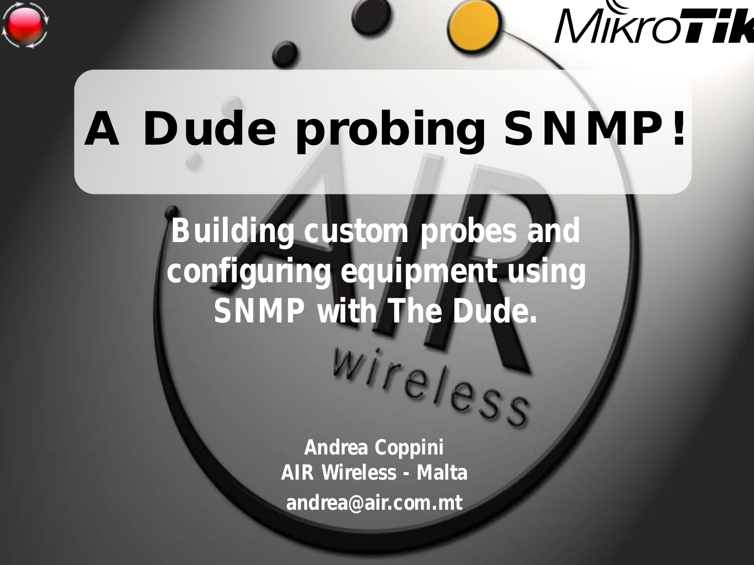# A Dude probing SNMP!

**Building custom probes and configuring equipment using SNMP with The Dude.**

**Andrea Coppini**
**AIR Wireless - Malta**
**andrea@air.com.mt**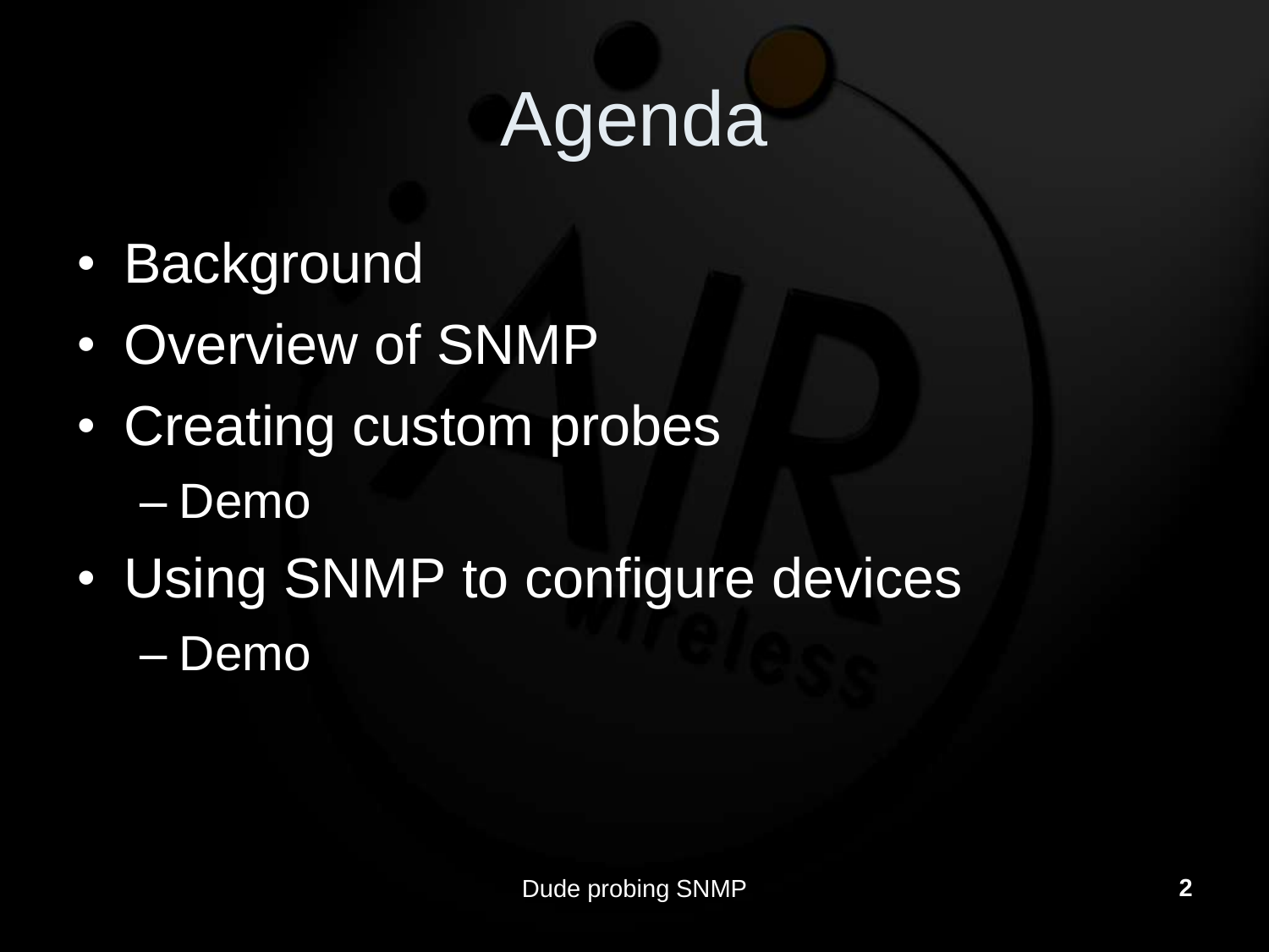# Agenda

- Background
- Overview of SNMP
- Creating custom probes
  - Demo
- Using SNMP to configure devices
  - Demo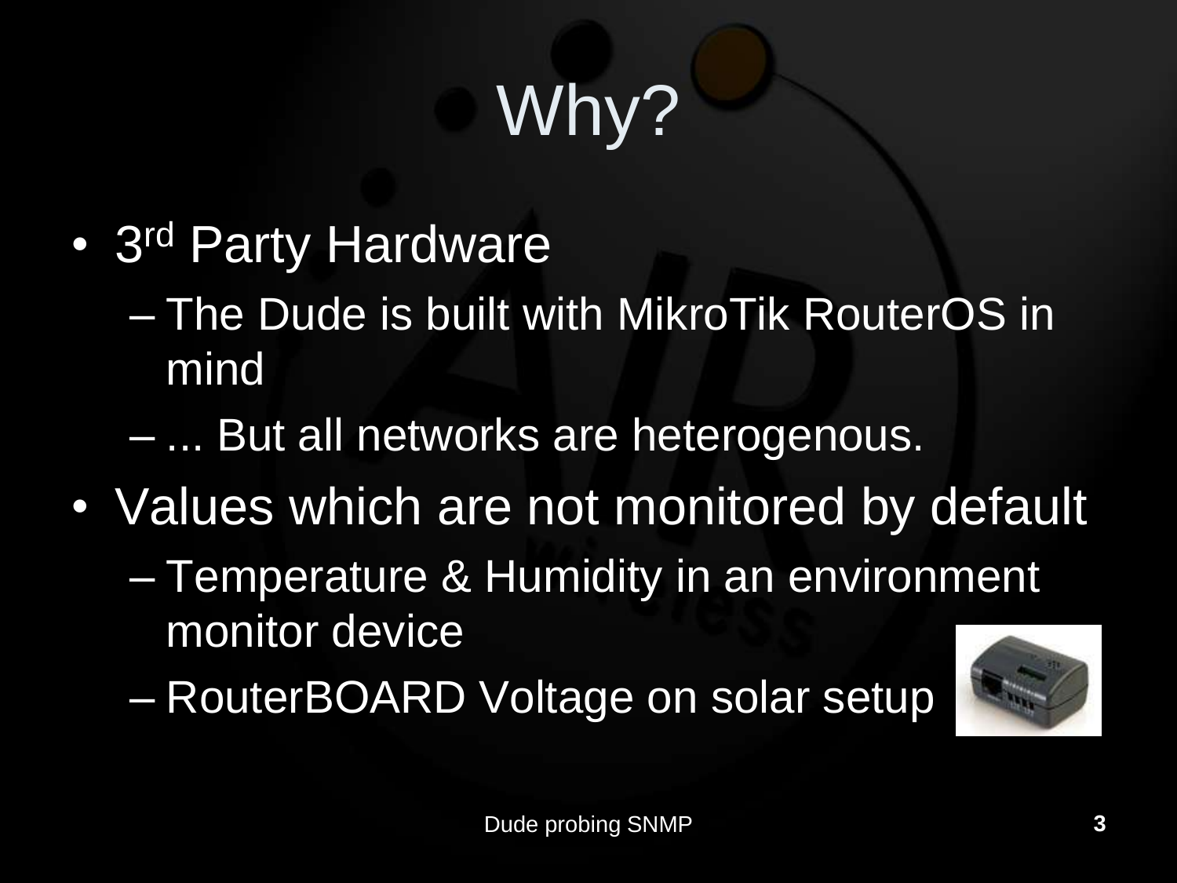# Why?

- 3rd Party Hardware
  - The Dude is built with MikroTik RouterOS in mind
  - ... But all networks are heterogenous.
- Values which are not monitored by default
  - Temperature & Humidity in an environment monitor device
  - RouterBOARD Voltage on solar setup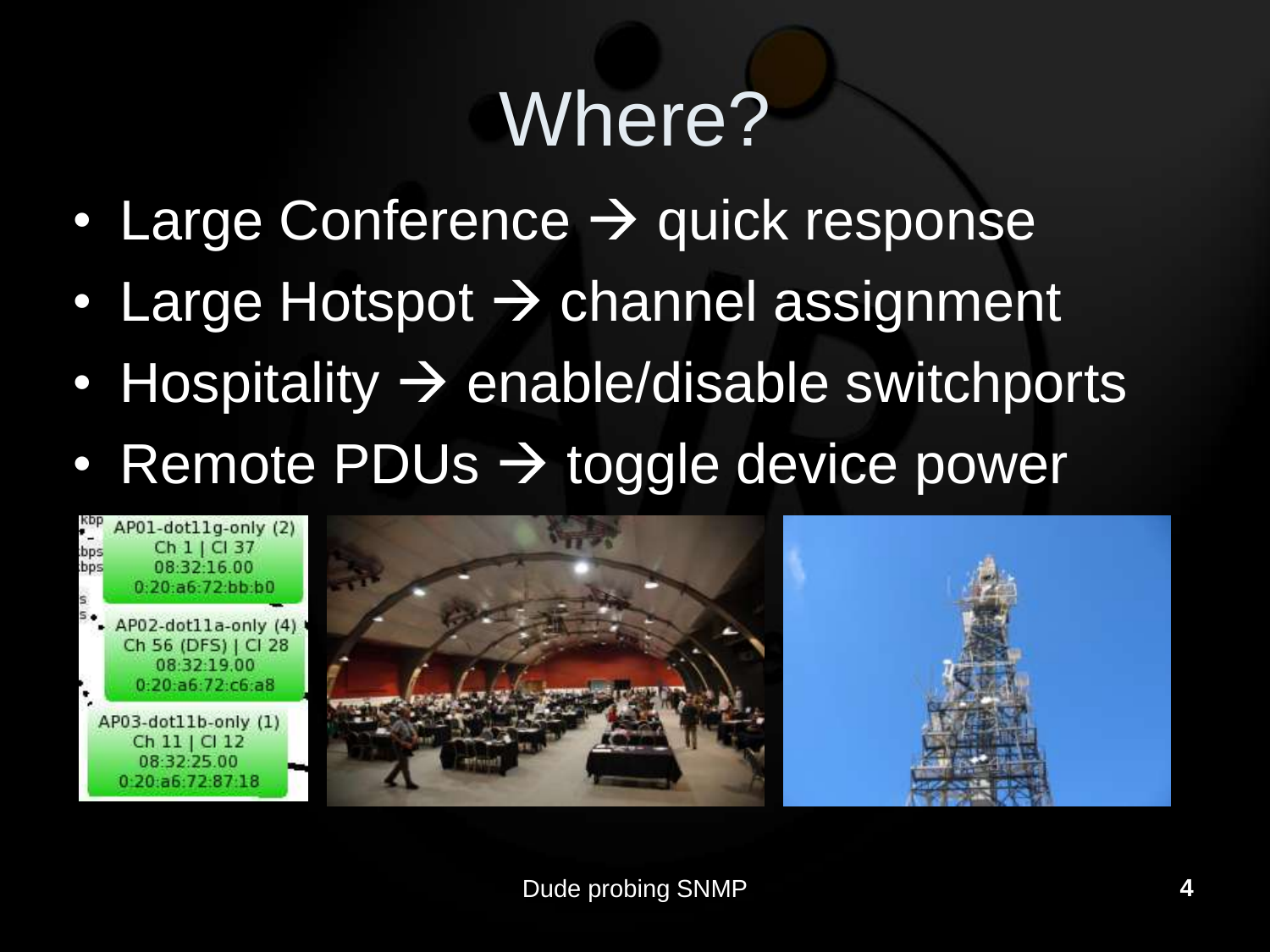# Where?

- Large Conference → quick response
- Large Hotspot → channel assignment
- Hospitality → enable/disable switchports
- Remote PDUs → toggle device power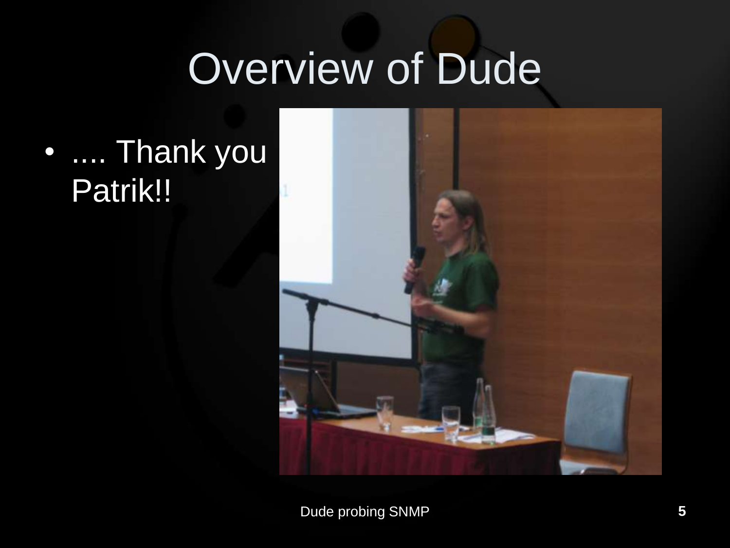# Overview of Dude

- .... Thank you Patrik!!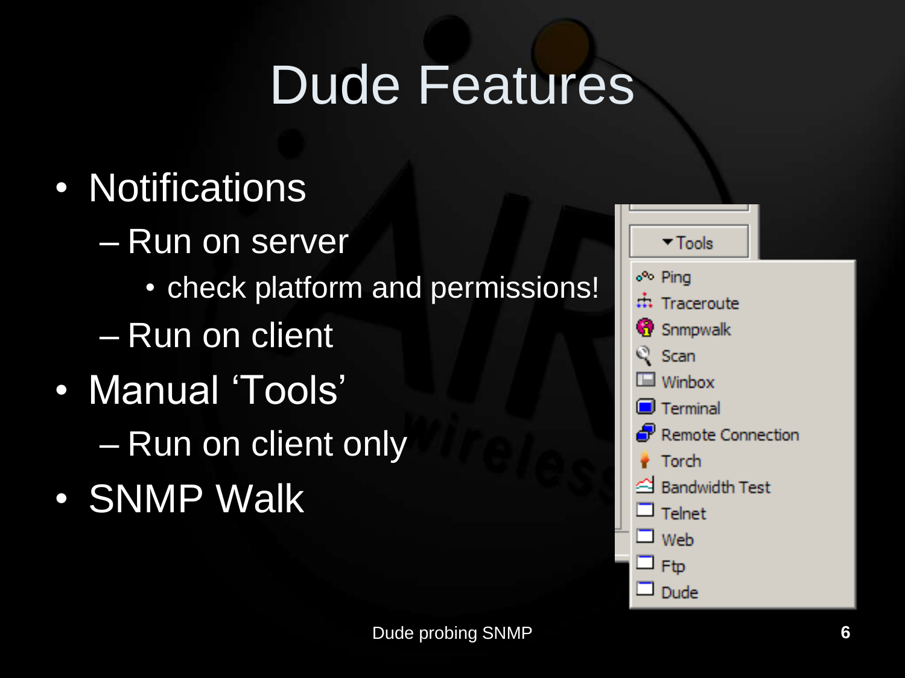# Dude Features

- Notifications
  - Run on server
    - check platform and permissions!
  - Run on client
- Manual 'Tools'
  - Run on client only
- SNMP Walk

Tools

- Ping
- Traceroute
- Snmpwalk
- Scan
- Winbox
- Terminal
- Remote Connection
- Torch
- Bandwidth Test
- Telnet
- Web
- Ftp
- Dude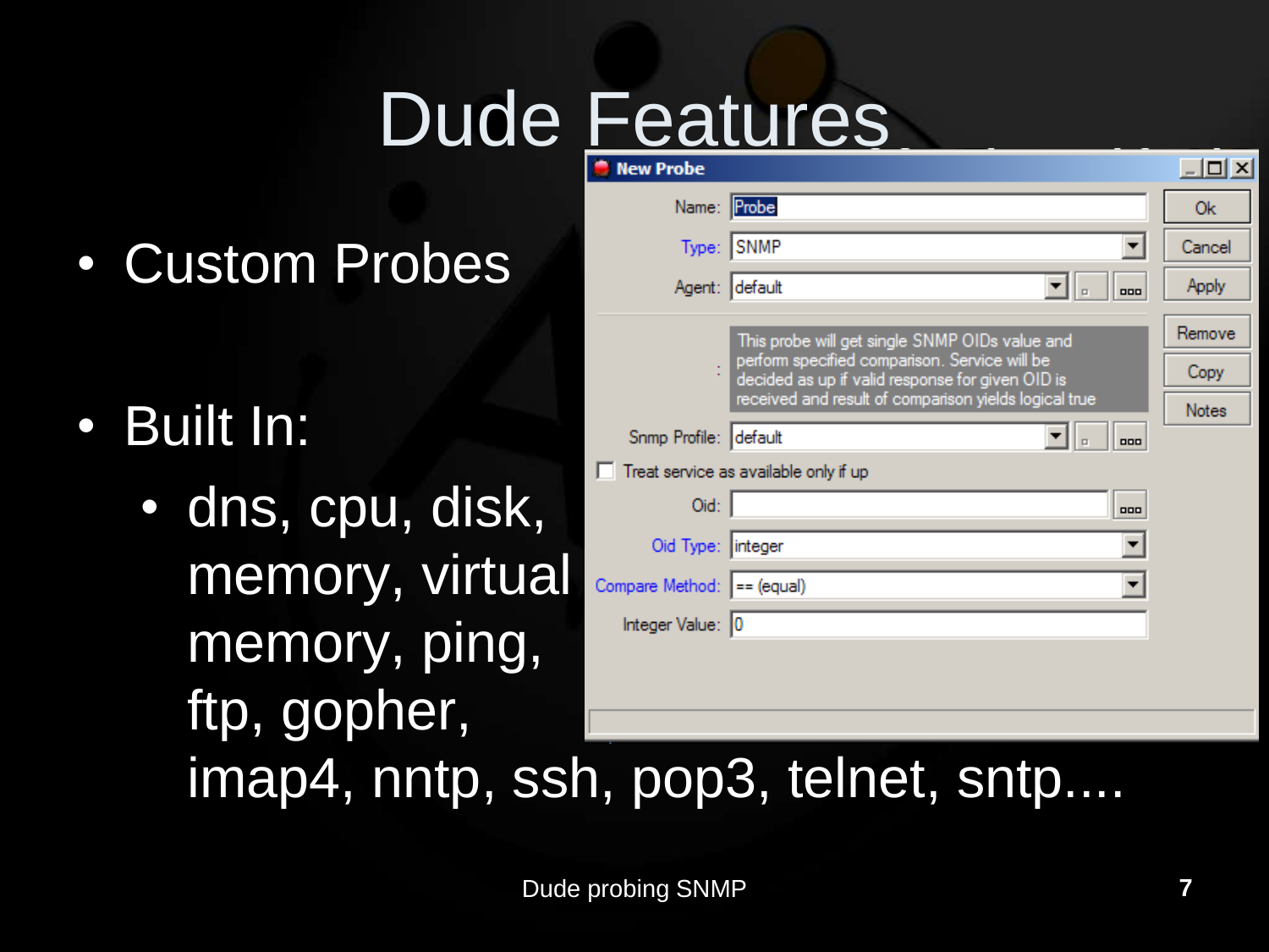# Dude Features

- Custom Probes
- Built In:
  - dns, cpu, disk, memory, virtual memory, ping, ftp, gopher, imap4, nntp, ssh, pop3, telnet, sntp....

**New Probe**

Name: Probe

Type: SNMP

Agent: default

This probe will get single SNMP OIDs value and perform specified comparison. Service will be decided as up if valid response for given OID is received and result of comparison yields logical true

Snmp Profile: default

Treat service as available only if up

Oid:

Oid Type: integer

Compare Method: == (equal)

Integer Value: 0

Ok | Cancel | Apply | Remove | Copy | Notes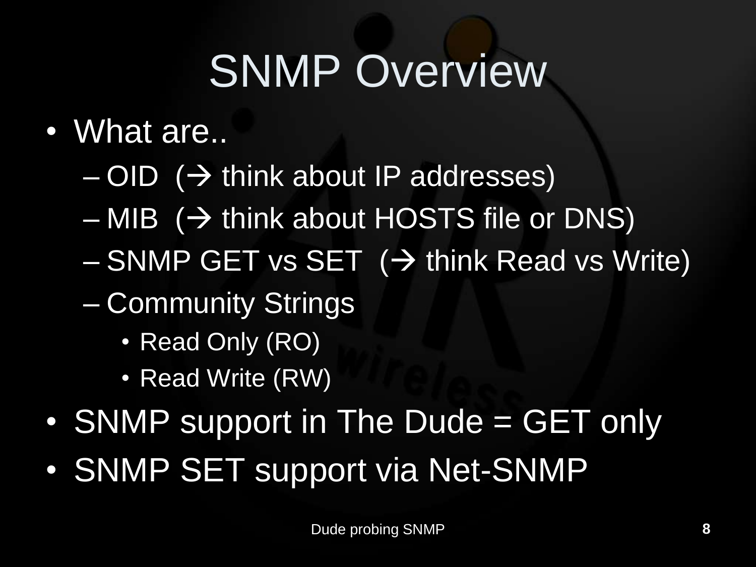# SNMP Overview

- What are..
  - OID (→ think about IP addresses)
  - MIB (→ think about HOSTS file or DNS)
  - SNMP GET vs SET (→ think Read vs Write)
  - Community Strings
    - Read Only (RO)
    - Read Write (RW)
- SNMP support in The Dude = GET only
- SNMP SET support via Net-SNMP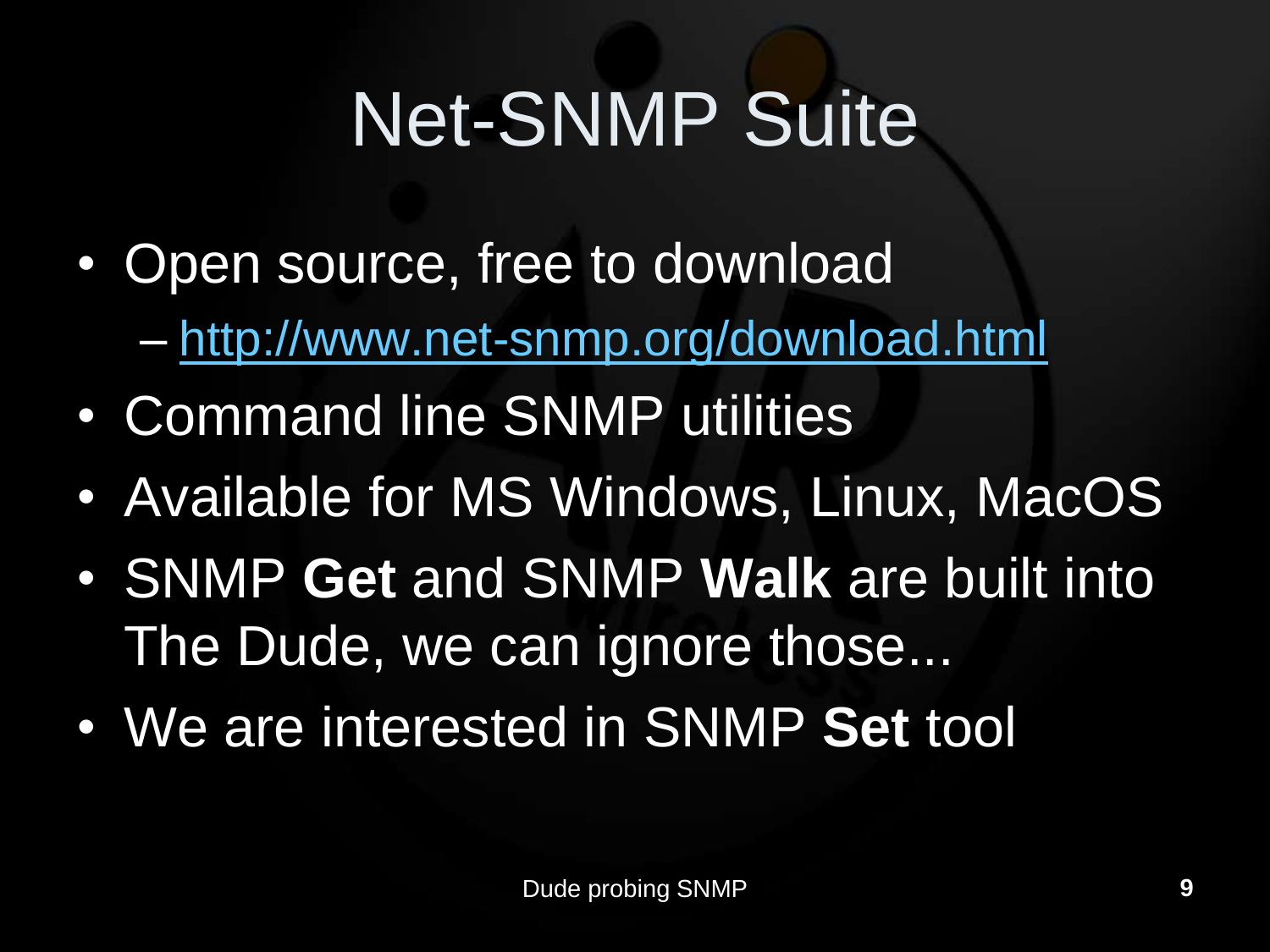# Net-SNMP Suite

- Open source, free to download
  - http://www.net-snmp.org/download.html
- Command line SNMP utilities
- Available for MS Windows, Linux, MacOS
- SNMP **Get** and SNMP **Walk** are built into The Dude, we can ignore those...
- We are interested in SNMP **Set** tool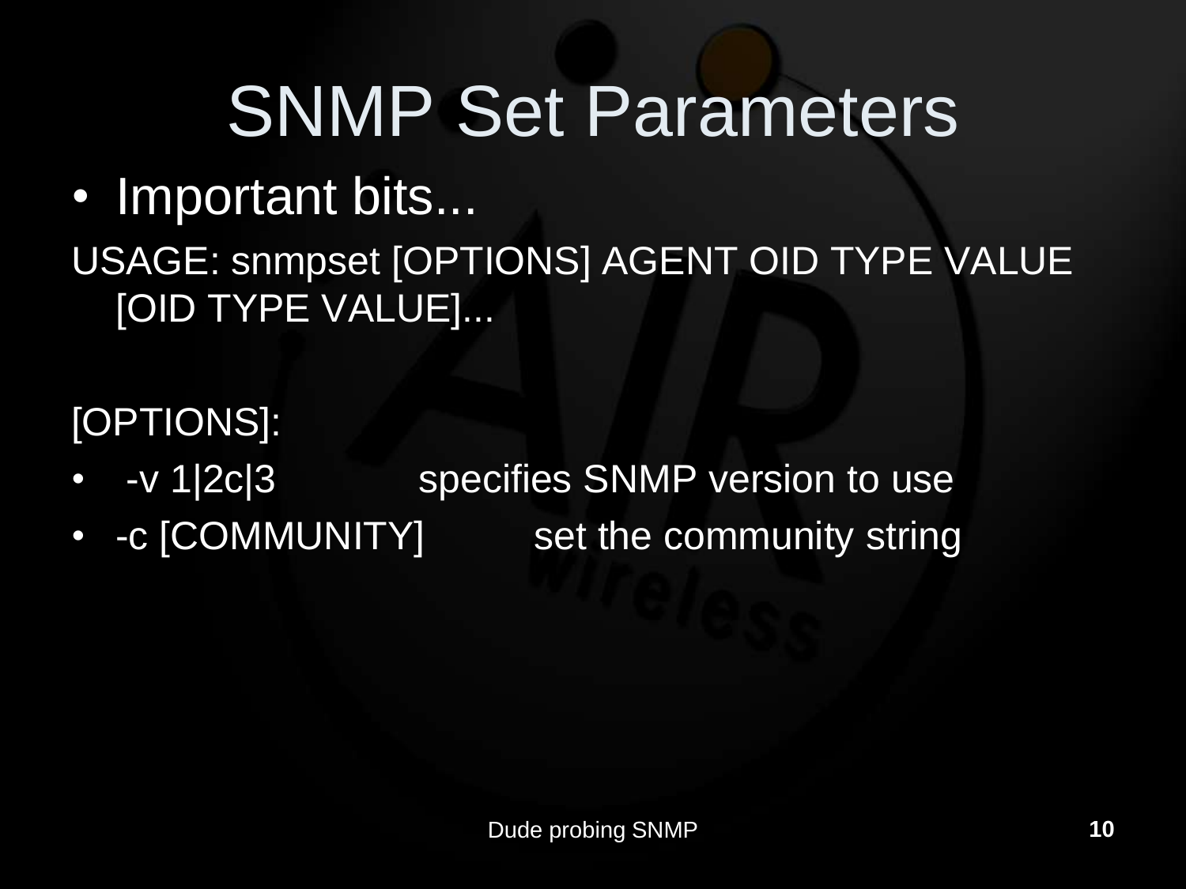# SNMP Set Parameters

- Important bits...

USAGE: snmpset [OPTIONS] AGENT OID TYPE VALUE [OID TYPE VALUE]...

[OPTIONS]:

- -v 1|2c|3 specifies SNMP version to use
- -c [COMMUNITY] set the community string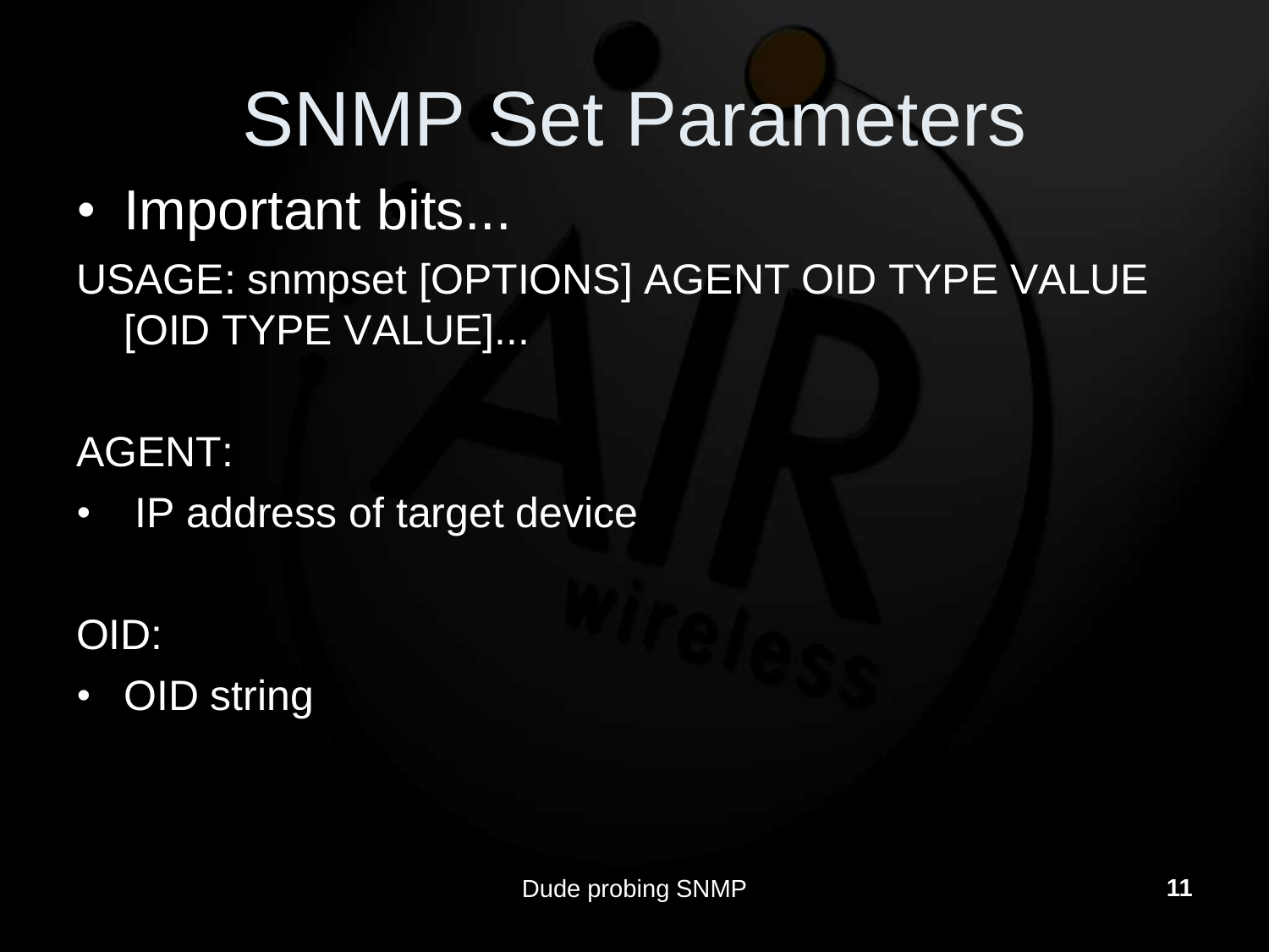# SNMP Set Parameters

- Important bits...

USAGE: snmpset [OPTIONS] AGENT OID TYPE VALUE [OID TYPE VALUE]...

AGENT:

- IP address of target device

OID:

- OID string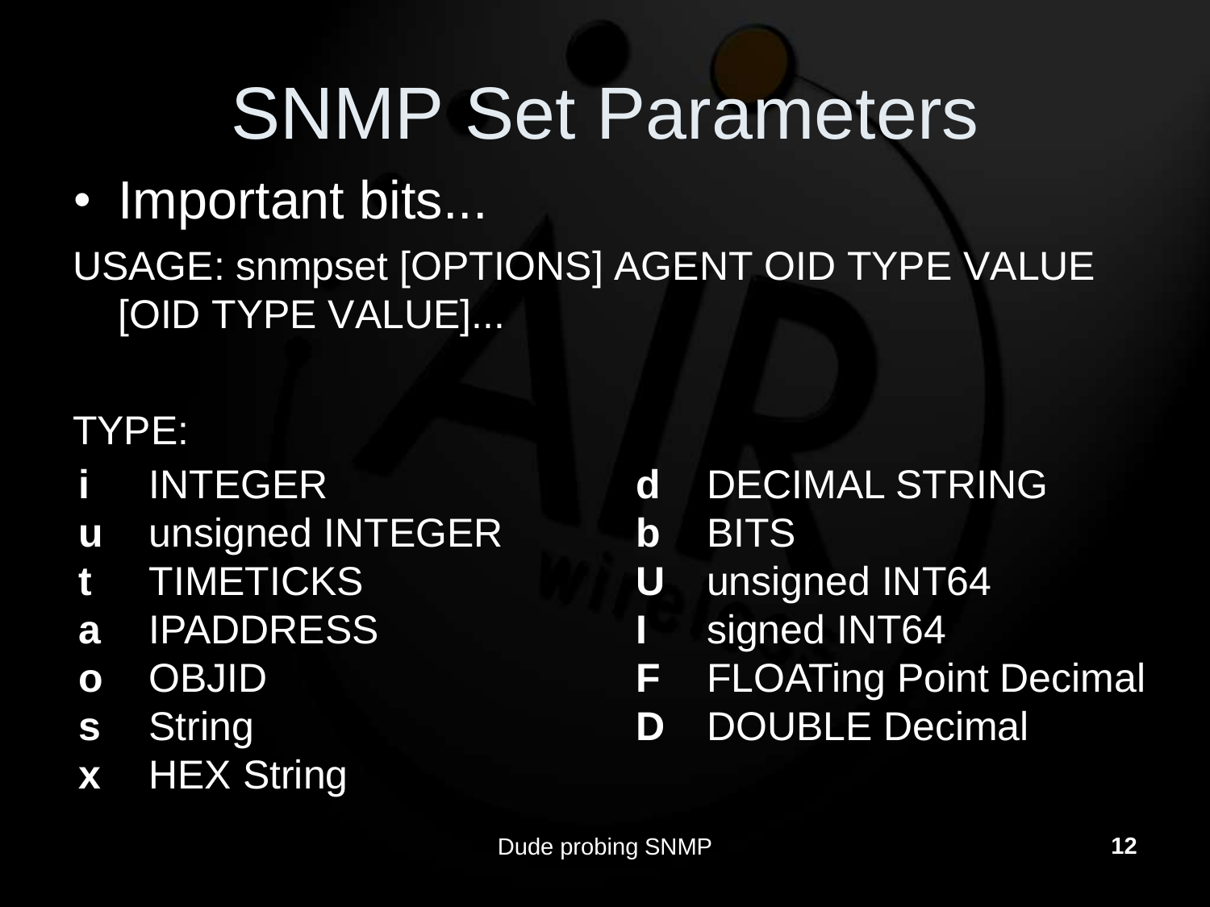# SNMP Set Parameters

- Important bits...

USAGE: snmpset [OPTIONS] AGENT OID TYPE VALUE [OID TYPE VALUE]...

TYPE:

**i** INTEGER
**u** unsigned INTEGER
**t** TIMETICKS
**a** IPADDRESS
**o** OBJID
**s** String
**x** HEX String
**d** DECIMAL STRING
**b** BITS
**U** unsigned INT64
**I** signed INT64
**F** FLOATing Point Decimal
**D** DOUBLE Decimal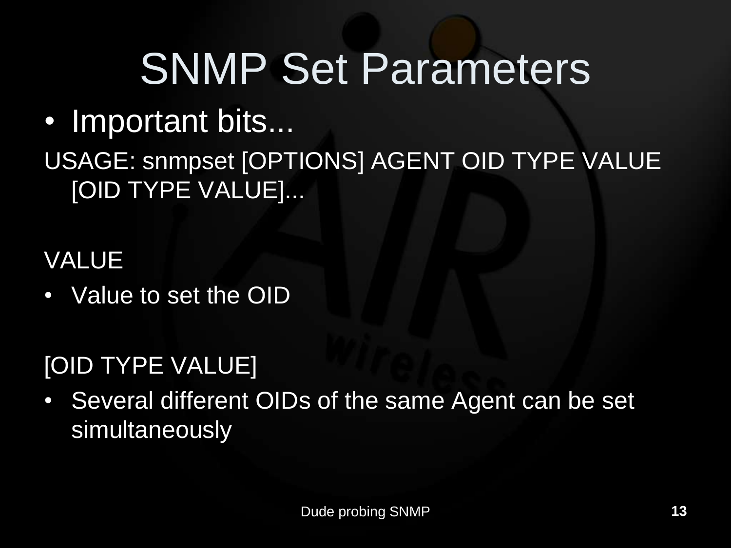# SNMP Set Parameters

- Important bits...

USAGE: snmpset [OPTIONS] AGENT OID TYPE VALUE [OID TYPE VALUE]...

VALUE

- Value to set the OID

[OID TYPE VALUE]

- Several different OIDs of the same Agent can be set simultaneously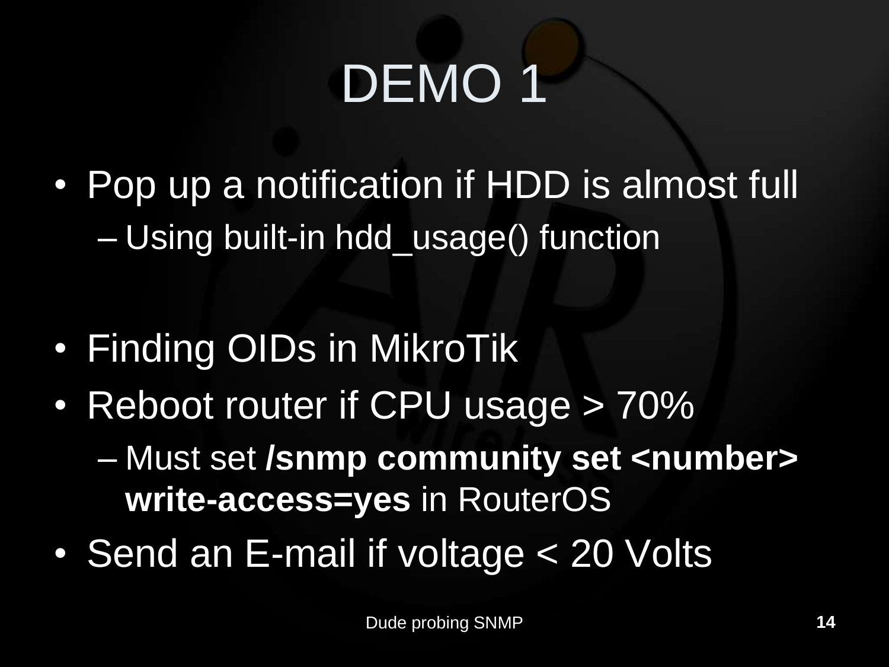# DEMO 1

- Pop up a notification if HDD is almost full
  - Using built-in hdd_usage() function

- Finding OIDs in MikroTik
- Reboot router if CPU usage > 70%
  - Must set **/snmp community set <number> write-access=yes** in RouterOS
- Send an E-mail if voltage < 20 Volts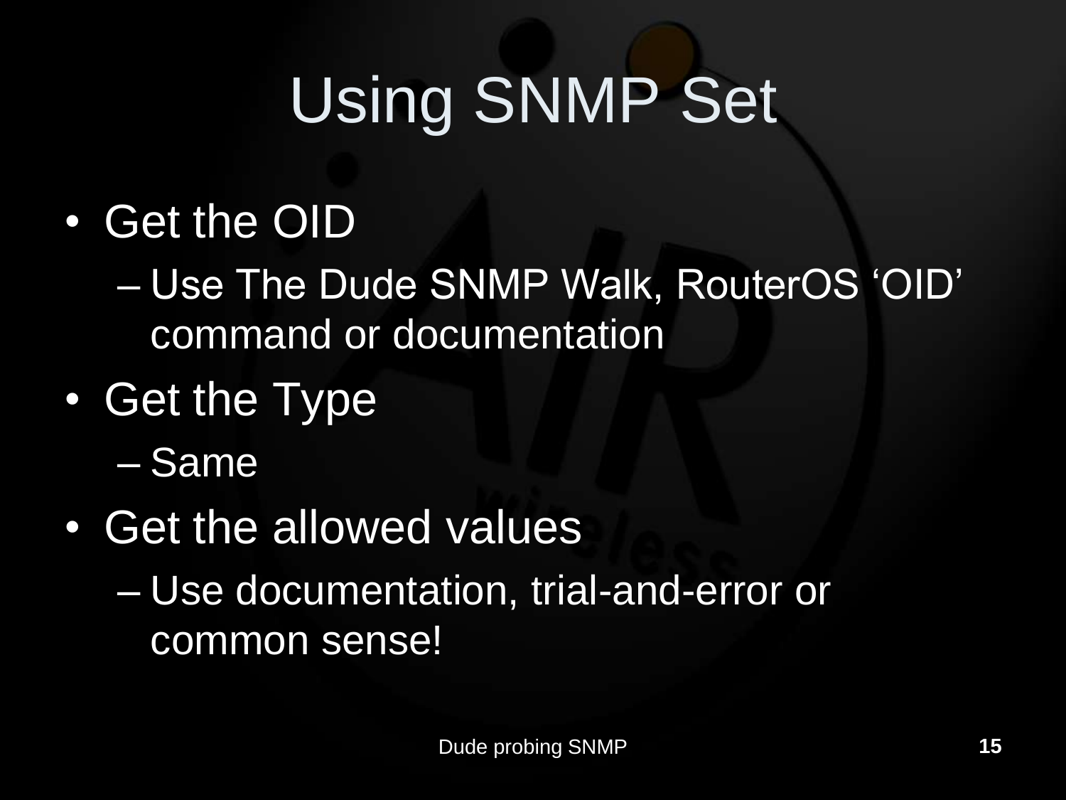# Using SNMP Set

- Get the OID
  - Use The Dude SNMP Walk, RouterOS ‘OID’ command or documentation
- Get the Type
  - Same
- Get the allowed values
  - Use documentation, trial-and-error or common sense!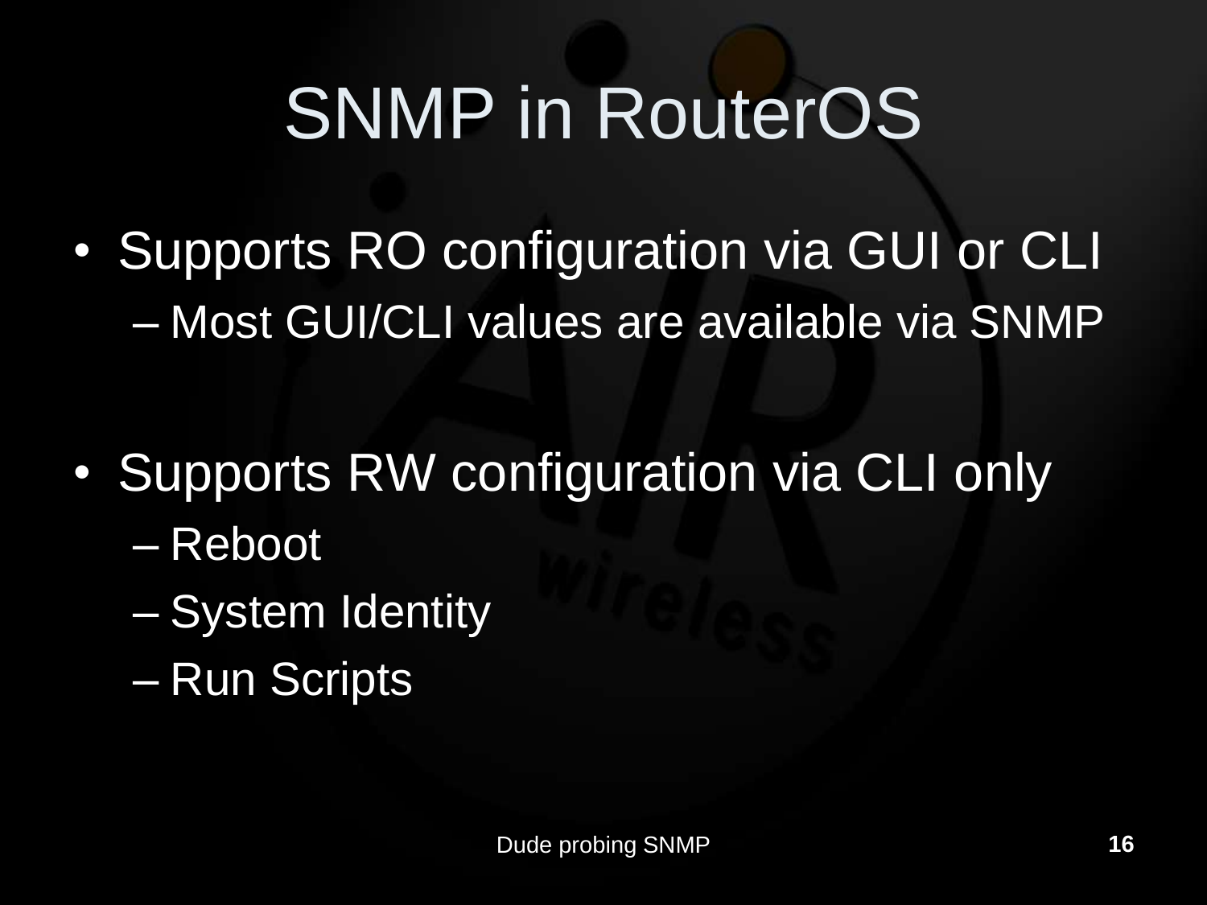# SNMP in RouterOS

- Supports RO configuration via GUI or CLI
  - Most GUI/CLI values are available via SNMP

- Supports RW configuration via CLI only
  - Reboot
  - System Identity
  - Run Scripts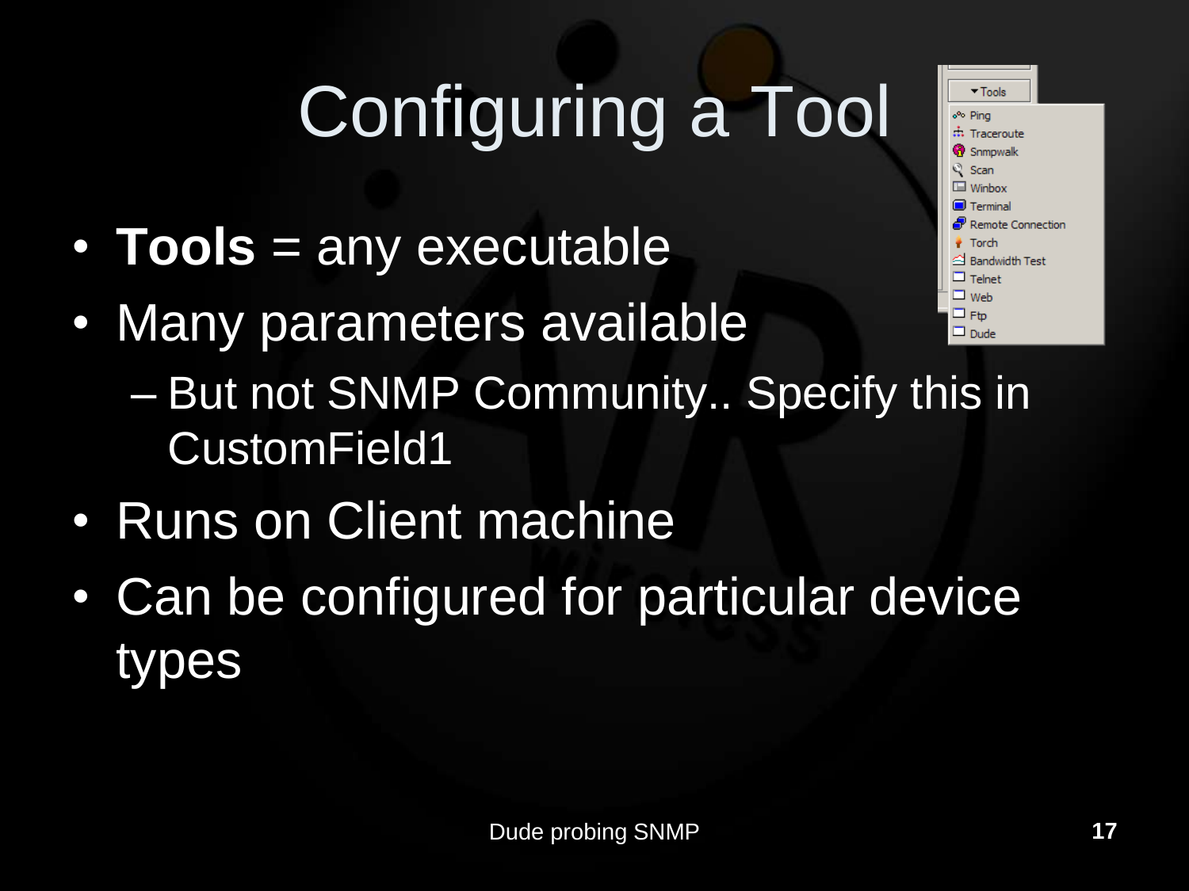# Configuring a Tool

- **Tools** = any executable
- Many parameters available
  - But not SNMP Community.. Specify this in CustomField1
- Runs on Client machine
- Can be configured for particular device types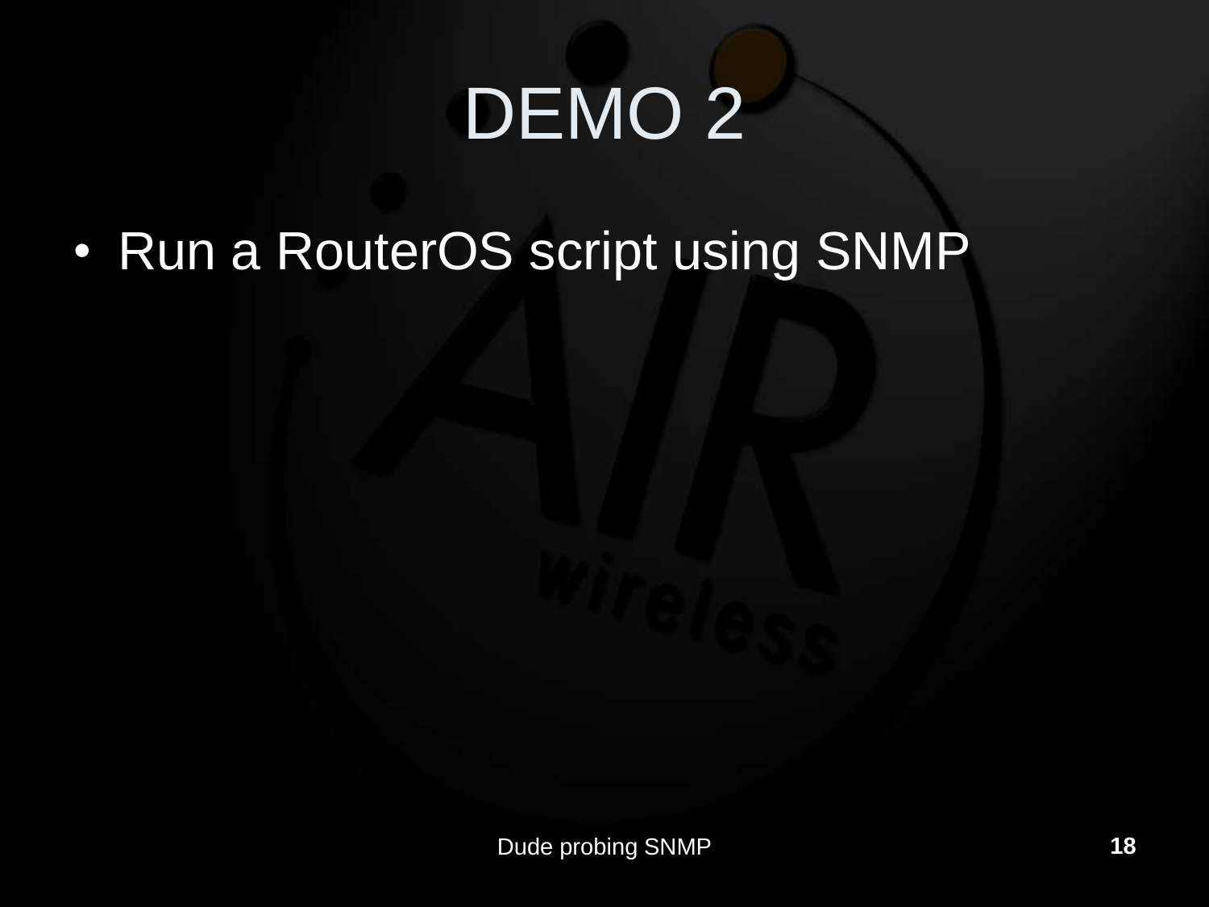# DEMO 2

- Run a RouterOS script using SNMP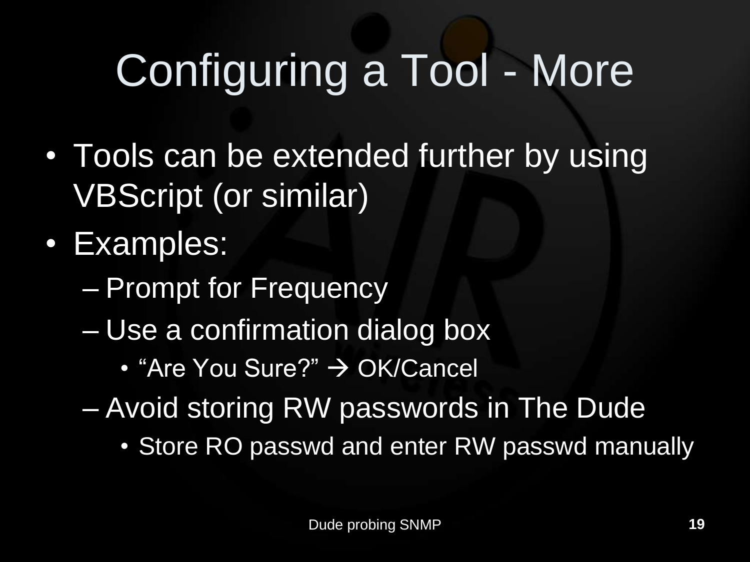# Configuring a Tool - More

- Tools can be extended further by using VBScript (or similar)
- Examples:
  - Prompt for Frequency
  - Use a confirmation dialog box
    - "Are You Sure?" → OK/Cancel
  - Avoid storing RW passwords in The Dude
    - Store RO passwd and enter RW passwd manually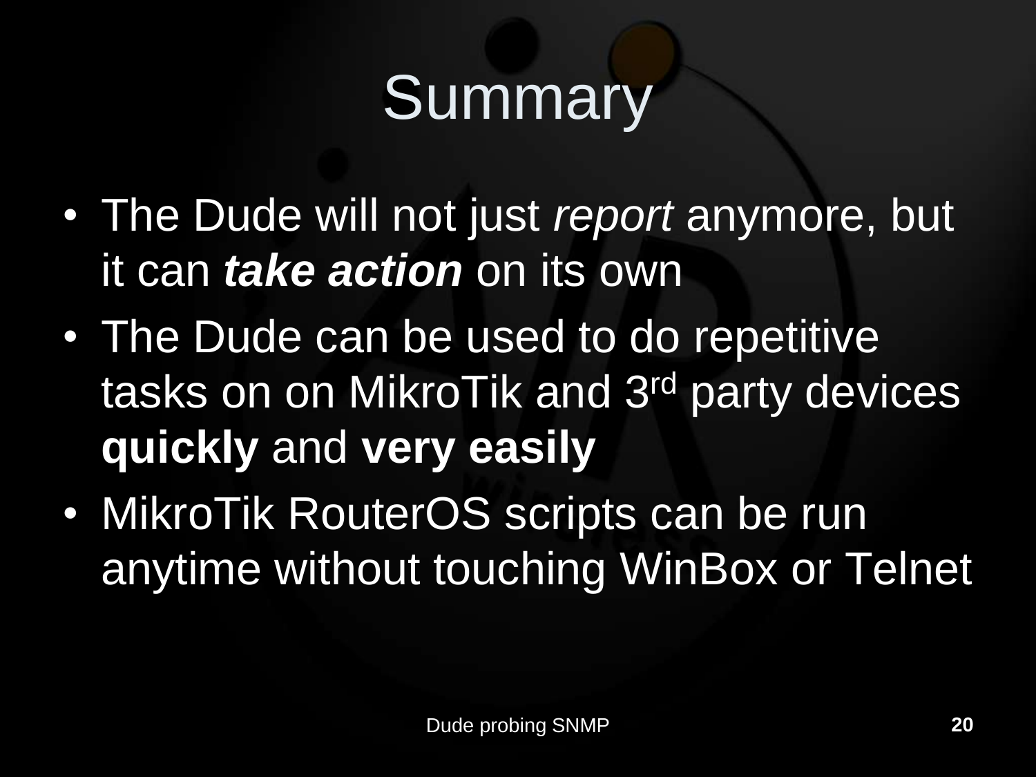# Summary

- The Dude will not just *report* anymore, but it can ***take action*** on its own
- The Dude can be used to do repetitive tasks on on MikroTik and 3rd party devices **quickly** and **very easily**
- MikroTik RouterOS scripts can be run anytime without touching WinBox or Telnet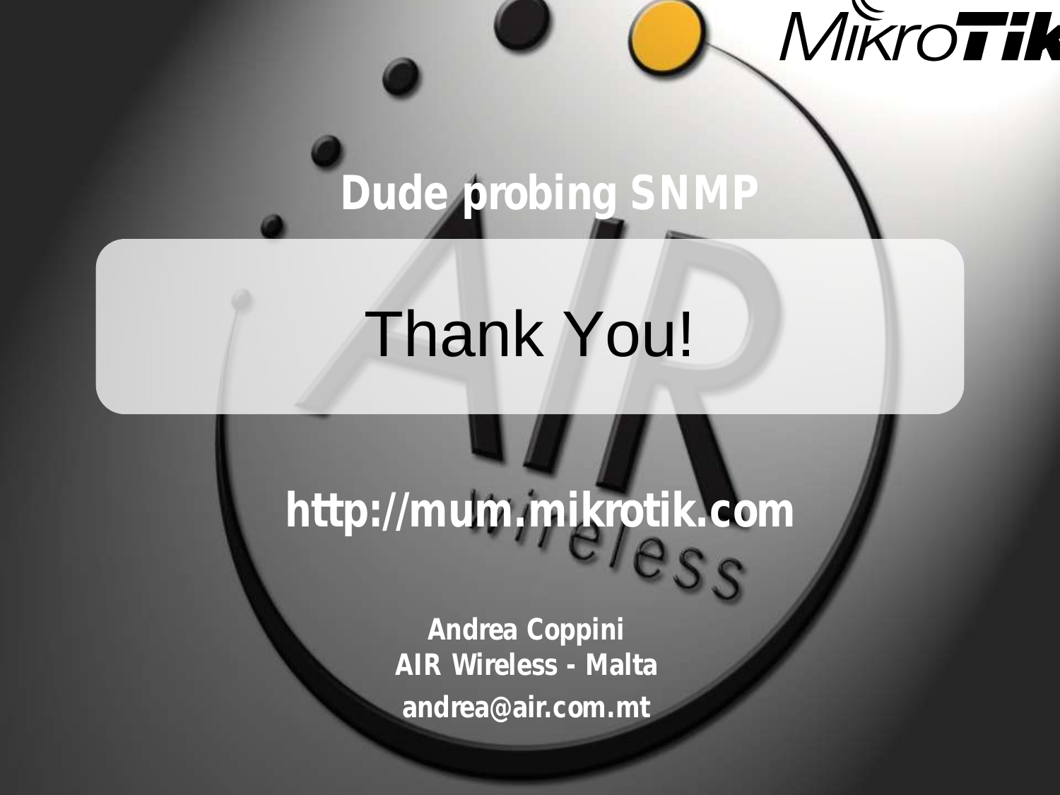**Dude probing SNMP**

# Thank You!

**http://mum.mikrotik.com**

**Andrea Coppini**
**AIR Wireless - Malta**
**andrea@air.com.mt**